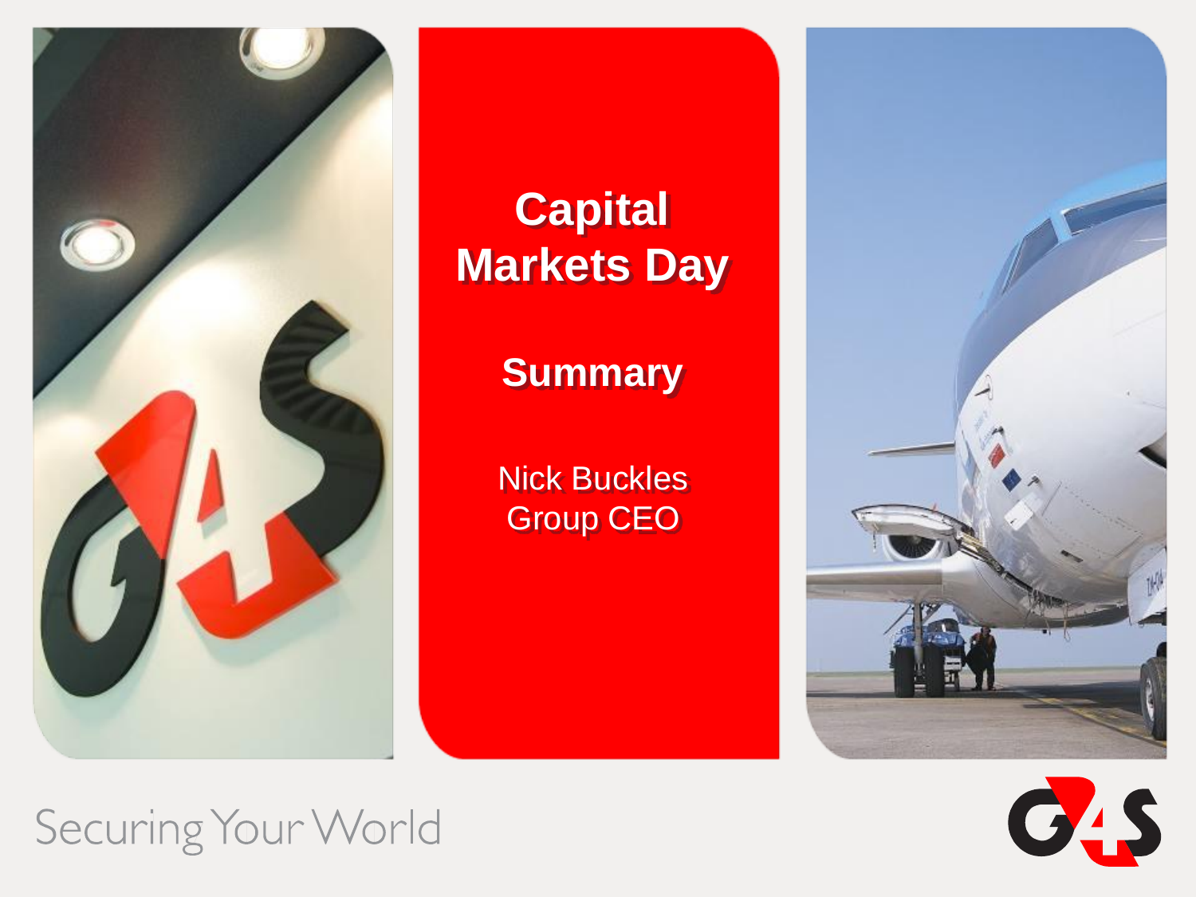# Capital Markets Day

## Summary

Nick Buckles
Group CEO

Securing Your World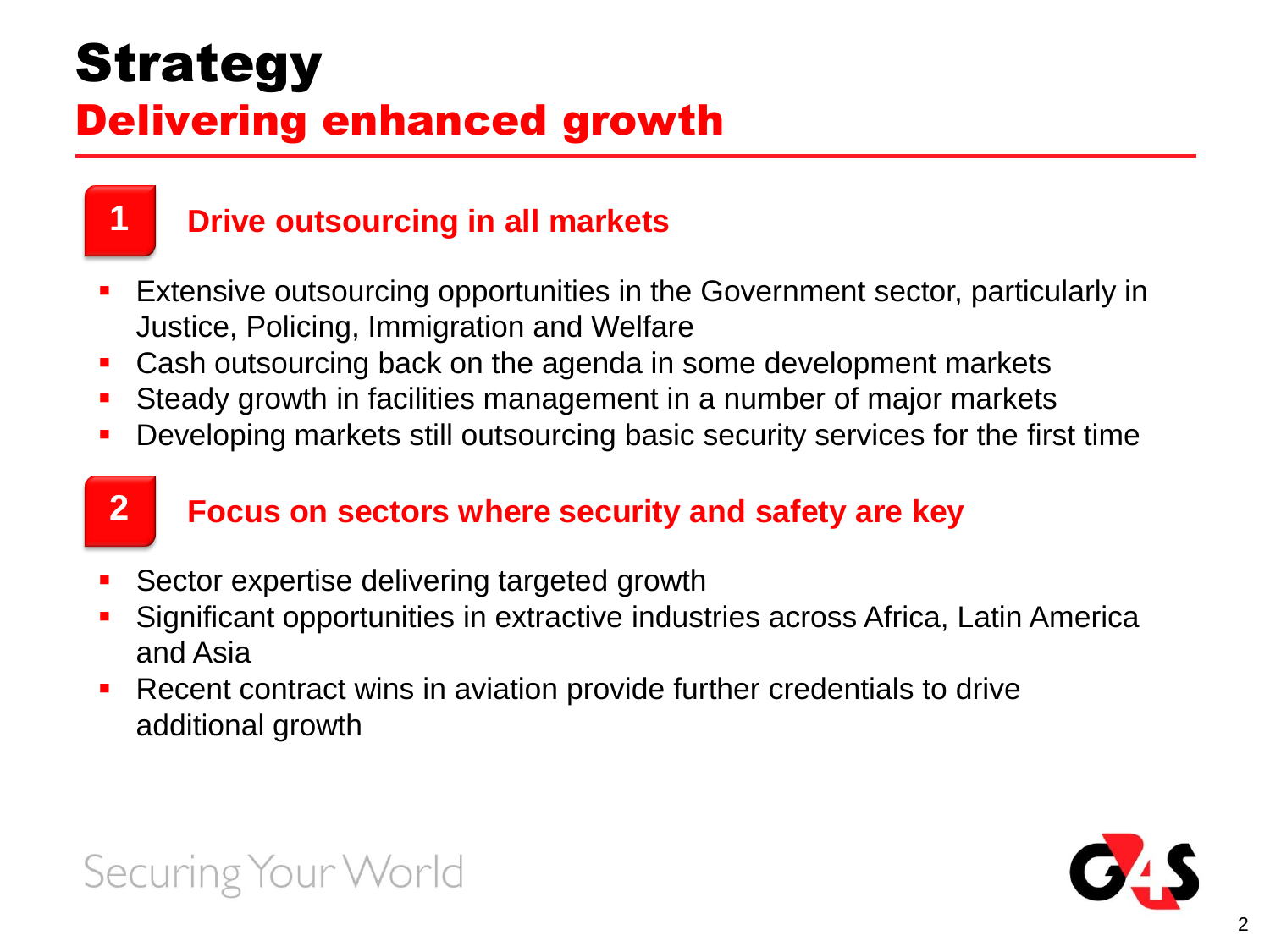# Strategy

## Delivering enhanced growth

### 1 Drive outsourcing in all markets

- Extensive outsourcing opportunities in the Government sector, particularly in Justice, Policing, Immigration and Welfare
- Cash outsourcing back on the agenda in some development markets
- Steady growth in facilities management in a number of major markets
- Developing markets still outsourcing basic security services for the first time

### 2 Focus on sectors where security and safety are key

- Sector expertise delivering targeted growth
- Significant opportunities in extractive industries across Africa, Latin America and Asia
- Recent contract wins in aviation provide further credentials to drive additional growth

Securing Your World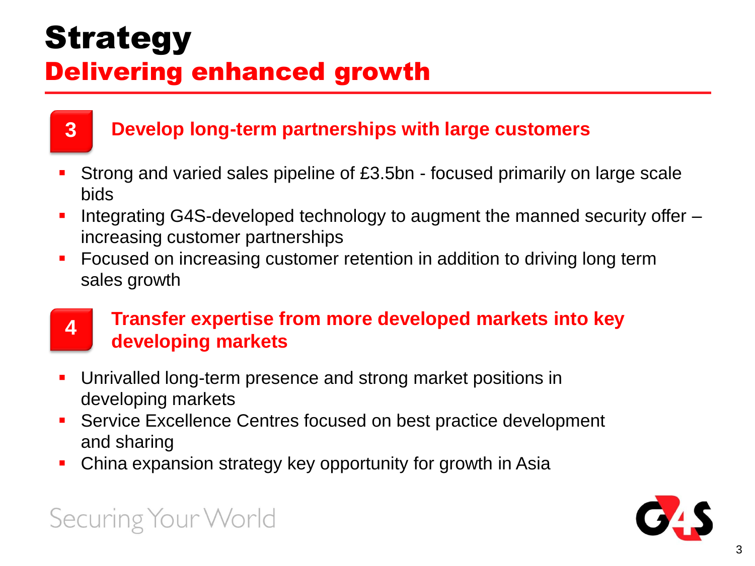# Strategy

## Delivering enhanced growth

### 3 Develop long-term partnerships with large customers

- Strong and varied sales pipeline of £3.5bn - focused primarily on large scale bids
- Integrating G4S-developed technology to augment the manned security offer – increasing customer partnerships
- Focused on increasing customer retention in addition to driving long term sales growth

### 4 Transfer expertise from more developed markets into key developing markets

- Unrivalled long-term presence and strong market positions in developing markets
- Service Excellence Centres focused on best practice development and sharing
- China expansion strategy key opportunity for growth in Asia

Securing Your World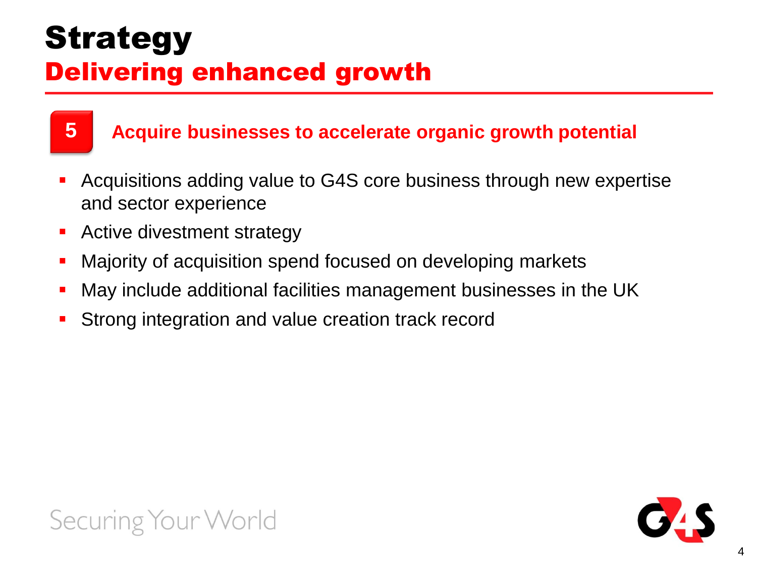# Strategy

## Delivering enhanced growth

### 5 Acquire businesses to accelerate organic growth potential

- Acquisitions adding value to G4S core business through new expertise and sector experience
- Active divestment strategy
- Majority of acquisition spend focused on developing markets
- May include additional facilities management businesses in the UK
- Strong integration and value creation track record

Securing Your World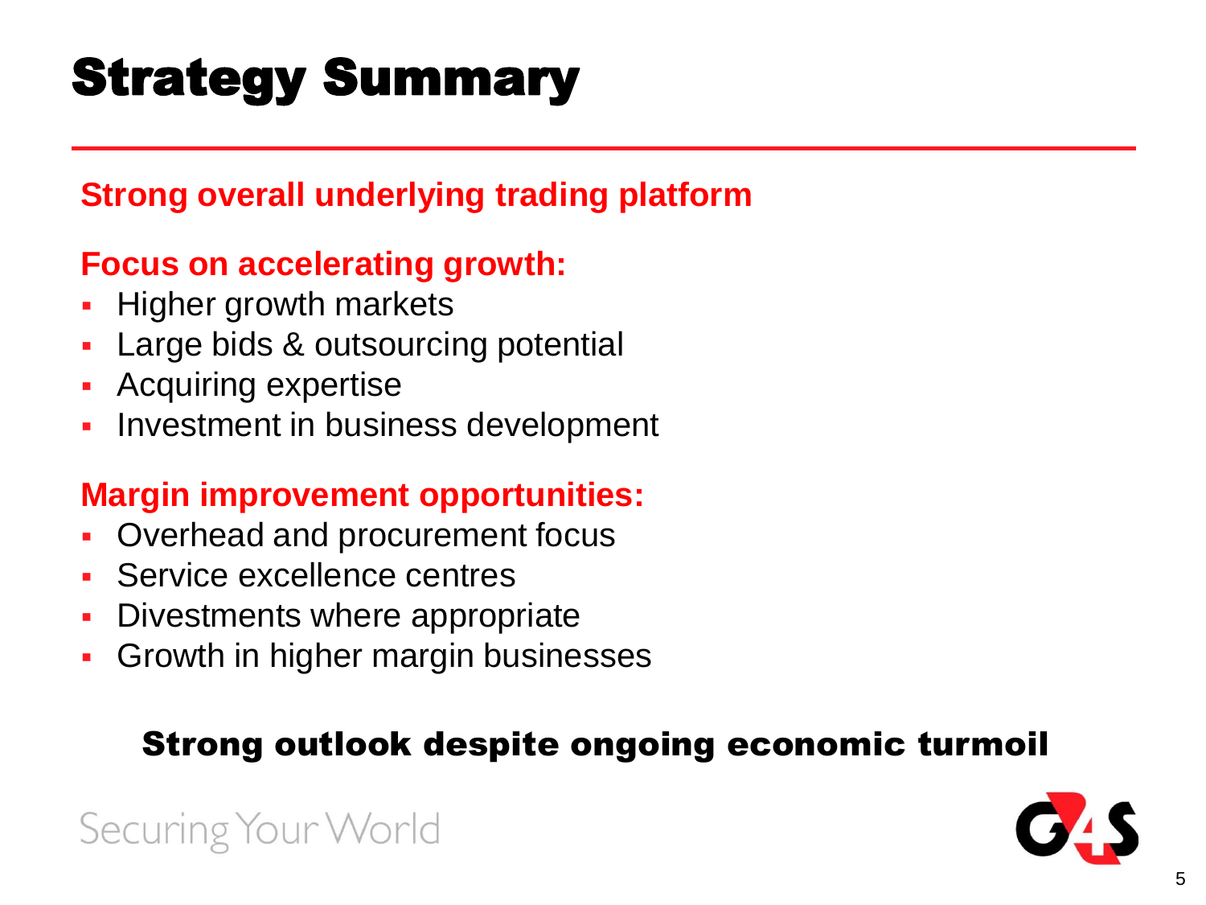# Strategy Summary

**Strong overall underlying trading platform**

**Focus on accelerating growth:**

- Higher growth markets
- Large bids & outsourcing potential
- Acquiring expertise
- Investment in business development

**Margin improvement opportunities:**

- Overhead and procurement focus
- Service excellence centres
- Divestments where appropriate
- Growth in higher margin businesses

**Strong outlook despite ongoing economic turmoil**

Securing Your World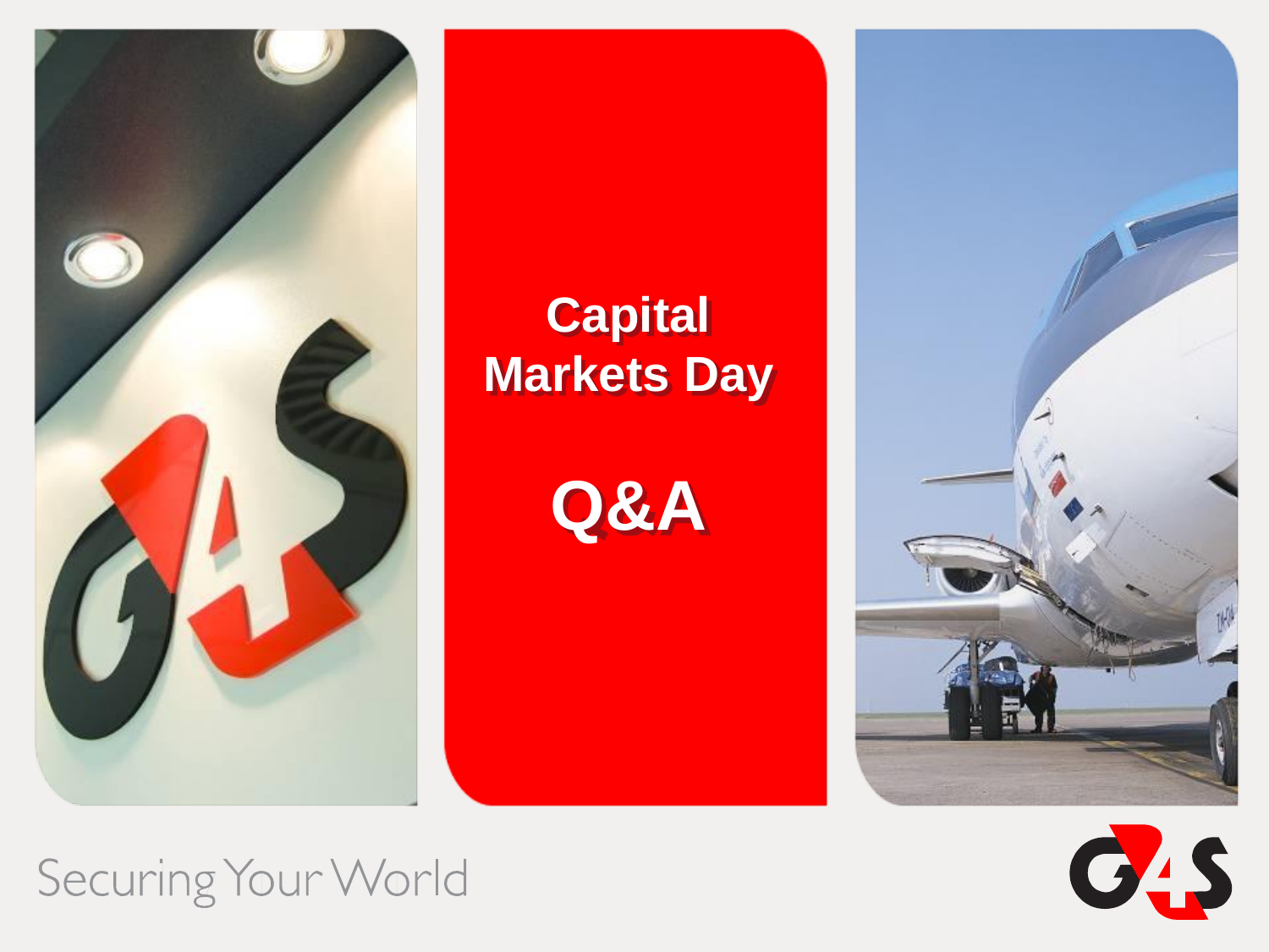# Capital Markets Day

# Q&A

Securing Your World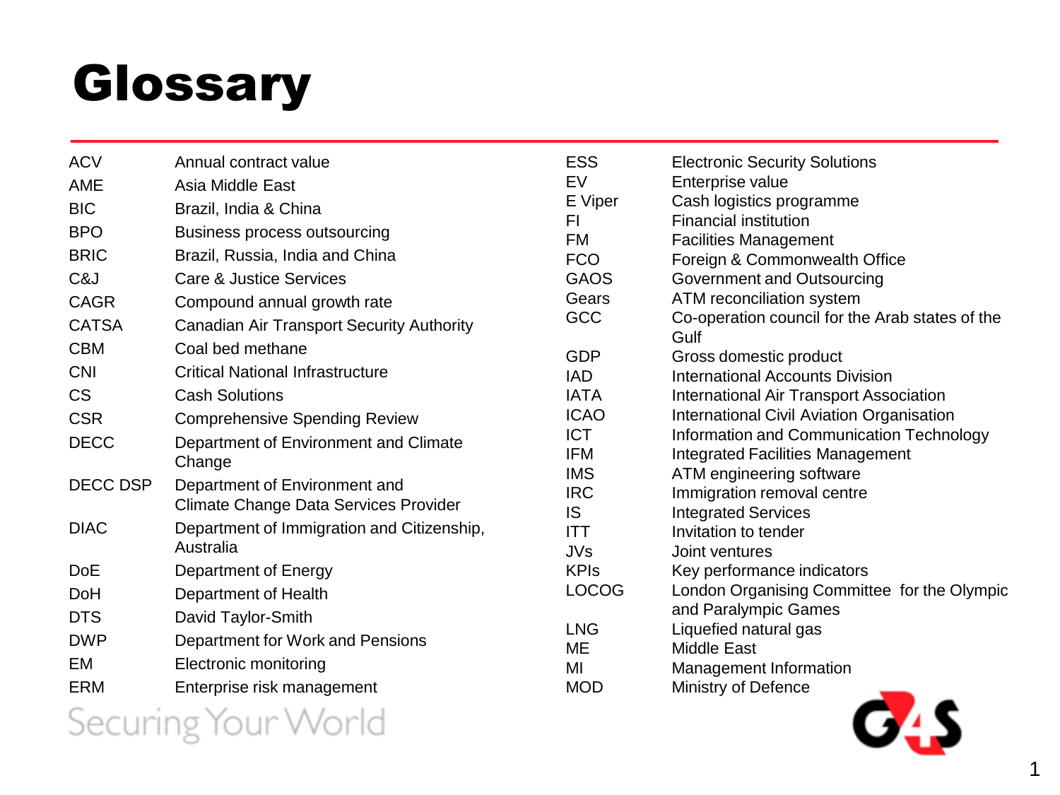# Glossary

| Abbreviation | Definition |
|---|---|
| ACV | Annual contract value |
| AME | Asia Middle East |
| BIC | Brazil, India & China |
| BPO | Business process outsourcing |
| BRIC | Brazil, Russia, India and China |
| C&J | Care & Justice Services |
| CAGR | Compound annual growth rate |
| CATSA | Canadian Air Transport Security Authority |
| CBM | Coal bed methane |
| CNI | Critical National Infrastructure |
| CS | Cash Solutions |
| CSR | Comprehensive Spending Review |
| DECC | Department of Environment and Climate Change |
| DECC DSP | Department of Environment and Climate Change Data Services Provider |
| DIAC | Department of Immigration and Citizenship, Australia |
| DoE | Department of Energy |
| DoH | Department of Health |
| DTS | David Taylor-Smith |
| DWP | Department for Work and Pensions |
| EM | Electronic monitoring |
| ERM | Enterprise risk management |
| ESS | Electronic Security Solutions |
| EV | Enterprise value |
| E Viper | Cash logistics programme |
| FI | Financial institution |
| FM | Facilities Management |
| FCO | Foreign & Commonwealth Office |
| GAOS | Government and Outsourcing |
| Gears | ATM reconciliation system |
| GCC | Co-operation council for the Arab states of the Gulf |
| GDP | Gross domestic product |
| IAD | International Accounts Division |
| IATA | International Air Transport Association |
| ICAO | International Civil Aviation Organisation |
| ICT | Information and Communication Technology |
| IFM | Integrated Facilities Management |
| IMS | ATM engineering software |
| IRC | Immigration removal centre |
| IS | Integrated Services |
| ITT | Invitation to tender |
| JVs | Joint ventures |
| KPIs | Key performance indicators |
| LOCOG | London Organising Committee for the Olympic and Paralympic Games |
| LNG | Liquefied natural gas |
| ME | Middle East |
| MI | Management Information |
| MOD | Ministry of Defence |

Securing Your World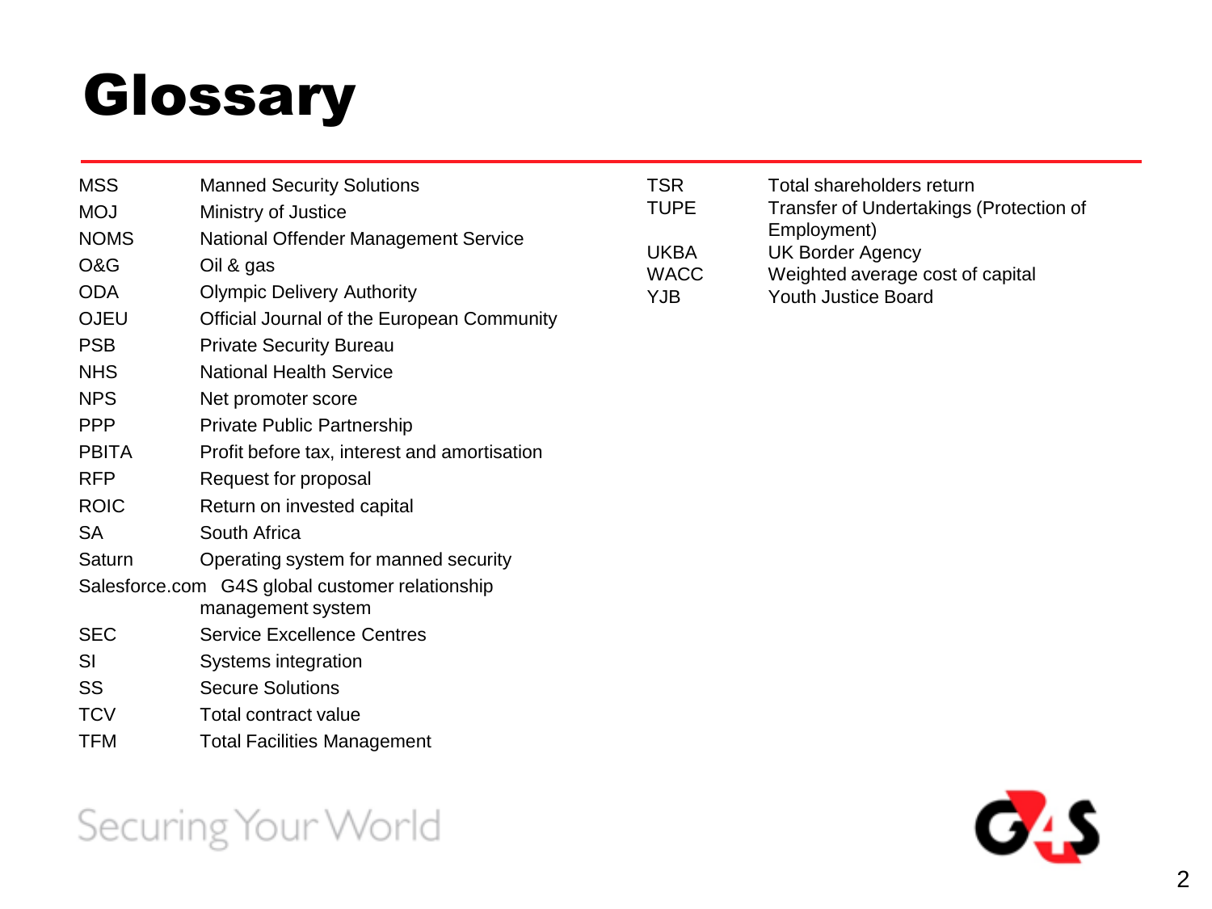# Glossary

| | |
|---|---|
| MSS | Manned Security Solutions |
| MOJ | Ministry of Justice |
| NOMS | National Offender Management Service |
| O&G | Oil & gas |
| ODA | Olympic Delivery Authority |
| OJEU | Official Journal of the European Community |
| PSB | Private Security Bureau |
| NHS | National Health Service |
| NPS | Net promoter score |
| PPP | Private Public Partnership |
| PBITA | Profit before tax, interest and amortisation |
| RFP | Request for proposal |
| ROIC | Return on invested capital |
| SA | South Africa |
| Saturn | Operating system for manned security |
| Salesforce.com | G4S global customer relationship management system |
| SEC | Service Excellence Centres |
| SI | Systems integration |
| SS | Secure Solutions |
| TCV | Total contract value |
| TFM | Total Facilities Management |
| TSR | Total shareholders return |
| TUPE | Transfer of Undertakings (Protection of Employment) |
| UKBA | UK Border Agency |
| WACC | Weighted average cost of capital |
| YJB | Youth Justice Board |

Securing Your World